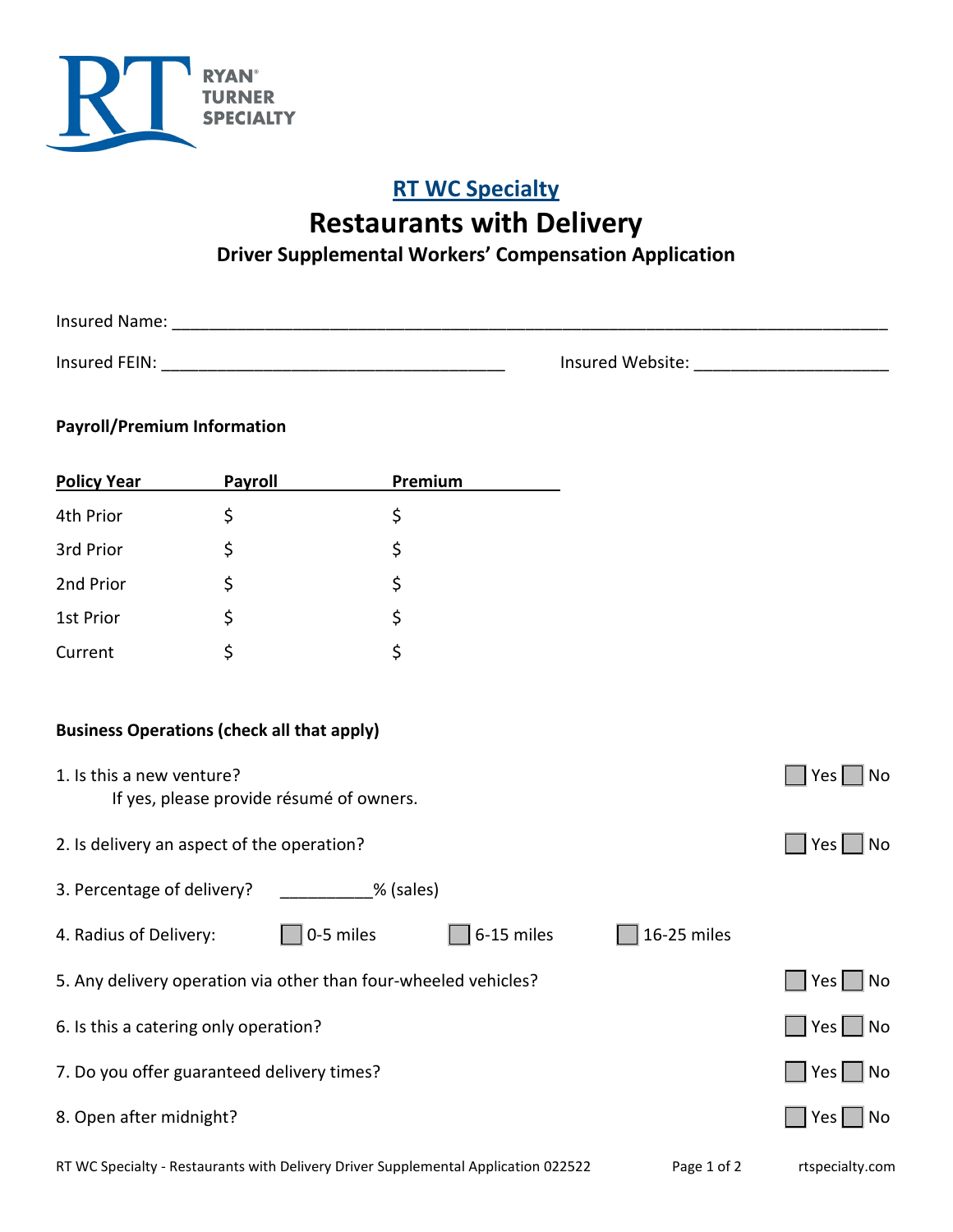RYAN® TURNER SPECIALTY

## RT WC Specialty

# Restaurants with Delivery

### Driver Supplemental Workers' Compensation Application

Insured Name: ____________________________________________________________

Insured FEIN: ______________________________ Insured Website: ____________________

**Payroll/Premium Information**

| Policy Year | Payroll | Premium |
|---|---|---|
| 4th Prior | $ | $ |
| 3rd Prior | $ | $ |
| 2nd Prior | $ | $ |
| 1st Prior | $ | $ |
| Current | $ | $ |

**Business Operations (check all that apply)**

1. Is this a new venture? ☐ Yes ☐ No
   If yes, please provide résumé of owners.

2. Is delivery an aspect of the operation? ☐ Yes ☐ No

3. Percentage of delivery? __________% (sales)

4. Radius of Delivery: ☐ 0-5 miles ☐ 6-15 miles ☐ 16-25 miles

5. Any delivery operation via other than four-wheeled vehicles? ☐ Yes ☐ No

6. Is this a catering only operation? ☐ Yes ☐ No

7. Do you offer guaranteed delivery times? ☐ Yes ☐ No

8. Open after midnight? ☐ Yes ☐ No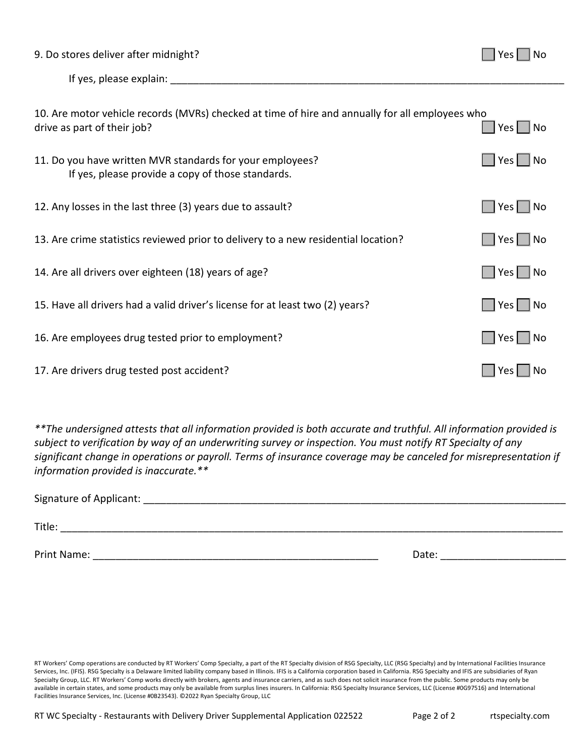9. Do stores deliver after midnight? ☐ Yes ☐ No

If yes, please explain: ___________________________________________________________________________

10. Are motor vehicle records (MVRs) checked at time of hire and annually for all employees who drive as part of their job? ☐ Yes ☐ No

11. Do you have written MVR standards for your employees? ☐ Yes ☐ No
If yes, please provide a copy of those standards.

12. Any losses in the last three (3) years due to assault? ☐ Yes ☐ No

13. Are crime statistics reviewed prior to delivery to a new residential location? ☐ Yes ☐ No

14. Are all drivers over eighteen (18) years of age? ☐ Yes ☐ No

15. Have all drivers had a valid driver's license for at least two (2) years? ☐ Yes ☐ No

16. Are employees drug tested prior to employment? ☐ Yes ☐ No

17. Are drivers drug tested post accident? ☐ Yes ☐ No

***\*\*The undersigned attests that all information provided is both accurate and truthful. All information provided is subject to verification by way of an underwriting survey or inspection. You must notify RT Specialty of any significant change in operations or payroll. Terms of insurance coverage may be canceled for misrepresentation if information provided is inaccurate.\*\**** 

Signature of Applicant: ___________________________________________________________________________

Title: ___________________________________________________________________________

Print Name: _____________________________________________________ Date: ______________________

RT Workers' Comp operations are conducted by RT Workers' Comp Specialty, a part of the RT Specialty division of RSG Specialty, LLC (RSG Specialty) and by International Facilities Insurance Services, Inc. (IFIS). RSG Specialty is a Delaware limited liability company based in Illinois. IFIS is a California corporation based in California. RSG Specialty and IFIS are subsidiaries of Ryan Specialty Group, LLC. RT Workers' Comp works directly with brokers, agents and insurance carriers, and as such does not solicit insurance from the public. Some products may only be available in certain states, and some products may only be available from surplus lines insurers. In California: RSG Specialty Insurance Services, LLC (License #0G97516) and International Facilities Insurance Services, Inc. (License #0B23543). ©2022 Ryan Specialty Group, LLC

RT WC Specialty - Restaurants with Delivery Driver Supplemental Application 022522 rtspecialty.com